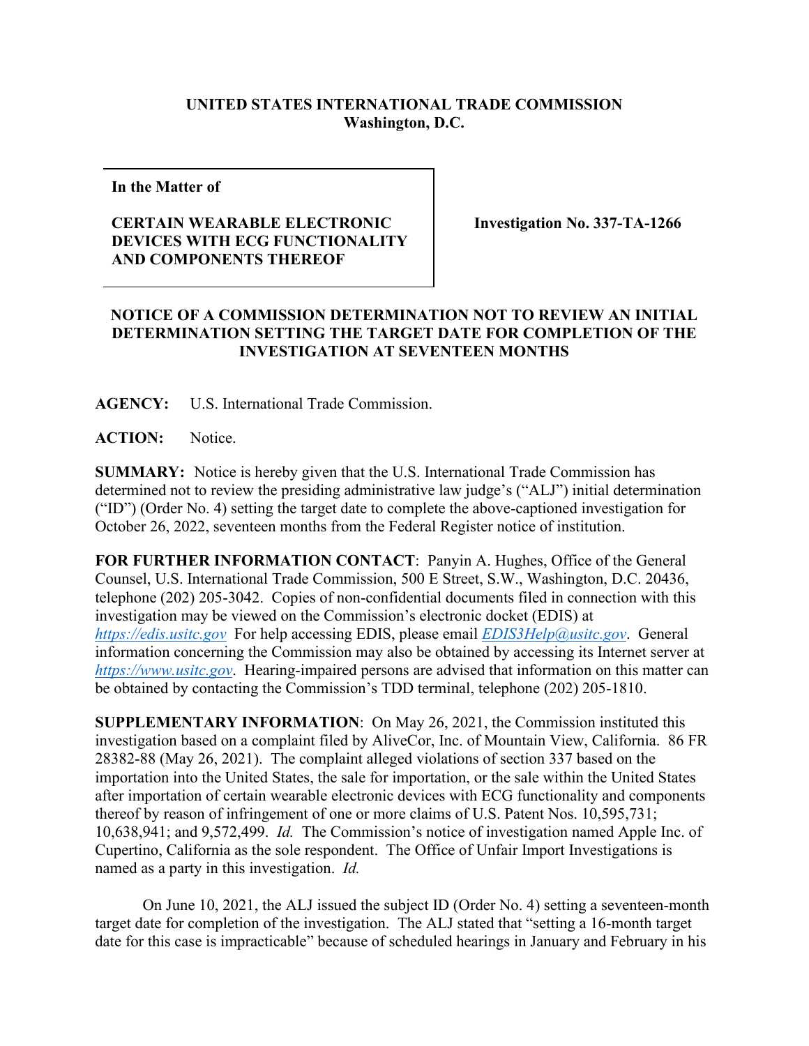**UNITED STATES INTERNATIONAL TRADE COMMISSION**
**Washington, D.C.**

| **In the Matter of**<br><br>**CERTAIN WEARABLE ELECTRONIC DEVICES WITH ECG FUNCTIONALITY AND COMPONENTS THEREOF** | **Investigation No. 337-TA-1266** |
|---|---|

**NOTICE OF A COMMISSION DETERMINATION NOT TO REVIEW AN INITIAL DETERMINATION SETTING THE TARGET DATE FOR COMPLETION OF THE INVESTIGATION AT SEVENTEEN MONTHS**

**AGENCY:** U.S. International Trade Commission.

**ACTION:** Notice.

**SUMMARY:** Notice is hereby given that the U.S. International Trade Commission has determined not to review the presiding administrative law judge's ("ALJ") initial determination ("ID") (Order No. 4) setting the target date to complete the above-captioned investigation for October 26, 2022, seventeen months from the Federal Register notice of institution.

**FOR FURTHER INFORMATION CONTACT**: Panyin A. Hughes, Office of the General Counsel, U.S. International Trade Commission, 500 E Street, S.W., Washington, D.C. 20436, telephone (202) 205-3042. Copies of non-confidential documents filed in connection with this investigation may be viewed on the Commission's electronic docket (EDIS) at *https://edis.usitc.gov* For help accessing EDIS, please email *EDIS3Help@usitc.gov*. General information concerning the Commission may also be obtained by accessing its Internet server at *https://www.usitc.gov*. Hearing-impaired persons are advised that information on this matter can be obtained by contacting the Commission's TDD terminal, telephone (202) 205-1810.

**SUPPLEMENTARY INFORMATION**: On May 26, 2021, the Commission instituted this investigation based on a complaint filed by AliveCor, Inc. of Mountain View, California. 86 FR 28382-88 (May 26, 2021). The complaint alleged violations of section 337 based on the importation into the United States, the sale for importation, or the sale within the United States after importation of certain wearable electronic devices with ECG functionality and components thereof by reason of infringement of one or more claims of U.S. Patent Nos. 10,595,731; 10,638,941; and 9,572,499. *Id.* The Commission's notice of investigation named Apple Inc. of Cupertino, California as the sole respondent. The Office of Unfair Import Investigations is named as a party in this investigation. *Id.*

On June 10, 2021, the ALJ issued the subject ID (Order No. 4) setting a seventeen-month target date for completion of the investigation. The ALJ stated that "setting a 16-month target date for this case is impracticable" because of scheduled hearings in January and February in his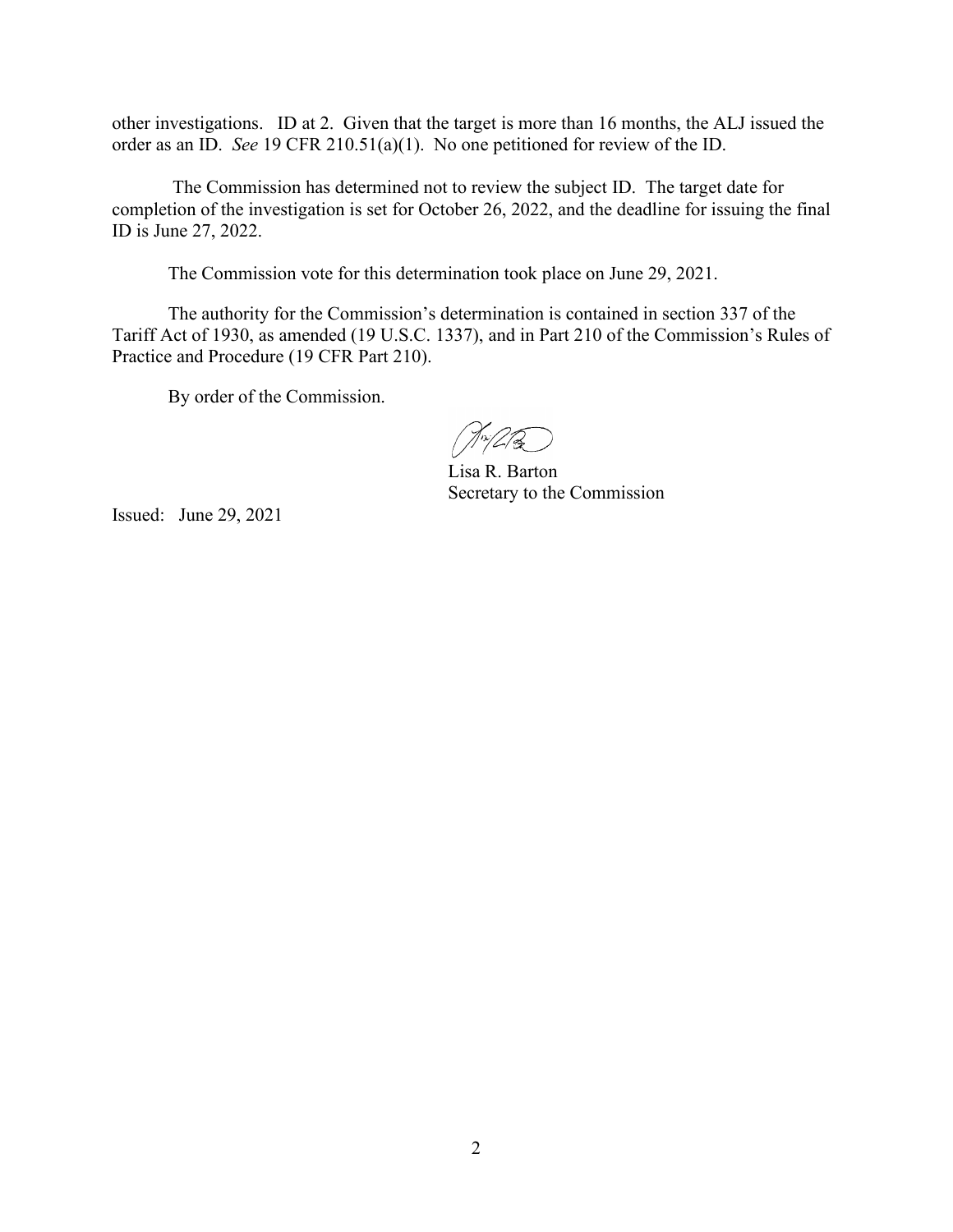other investigations. ID at 2. Given that the target is more than 16 months, the ALJ issued the order as an ID. *See* 19 CFR 210.51(a)(1). No one petitioned for review of the ID.

The Commission has determined not to review the subject ID. The target date for completion of the investigation is set for October 26, 2022, and the deadline for issuing the final ID is June 27, 2022.

The Commission vote for this determination took place on June 29, 2021.

The authority for the Commission's determination is contained in section 337 of the Tariff Act of 1930, as amended (19 U.S.C. 1337), and in Part 210 of the Commission's Rules of Practice and Procedure (19 CFR Part 210).

By order of the Commission.

Lisa R. Barton
Secretary to the Commission

Issued: June 29, 2021